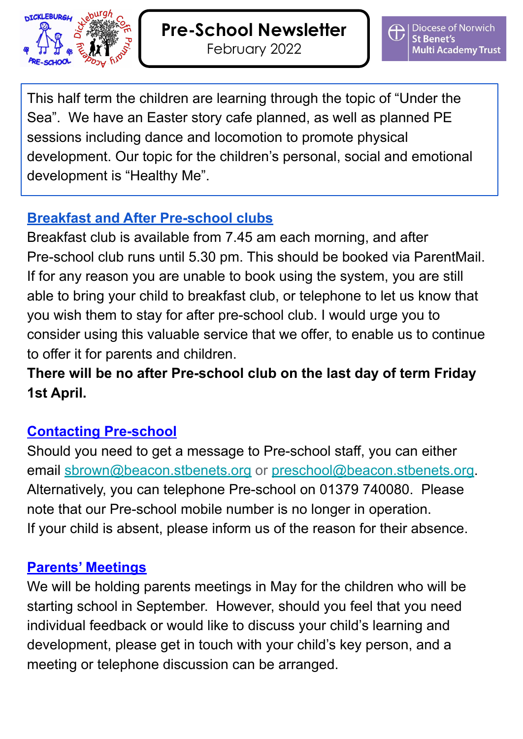# Pre-School Newsletter

February 2022

Diocese of Norwich St Benet's Multi Academy Trust

This half term the children are learning through the topic of "Under the Sea". We have an Easter story cafe planned, as well as planned PE sessions including dance and locomotion to promote physical development. Our topic for the children's personal, social and emotional development is "Healthy Me".

## Breakfast and After Pre-school clubs

Breakfast club is available from 7.45 am each morning, and after Pre-school club runs until 5.30 pm. This should be booked via ParentMail. If for any reason you are unable to book using the system, you are still able to bring your child to breakfast club, or telephone to let us know that you wish them to stay for after pre-school club. I would urge you to consider using this valuable service that we offer, to enable us to continue to offer it for parents and children.

**There will be no after Pre-school club on the last day of term Friday 1st April.**

## Contacting Pre-school

Should you need to get a message to Pre-school staff, you can either email sbrown@beacon.stbenets.org or preschool@beacon.stbenets.org. Alternatively, you can telephone Pre-school on 01379 740080. Please note that our Pre-school mobile number is no longer in operation.
If your child is absent, please inform us of the reason for their absence.

## Parents' Meetings

We will be holding parents meetings in May for the children who will be starting school in September. However, should you feel that you need individual feedback or would like to discuss your child's learning and development, please get in touch with your child's key person, and a meeting or telephone discussion can be arranged.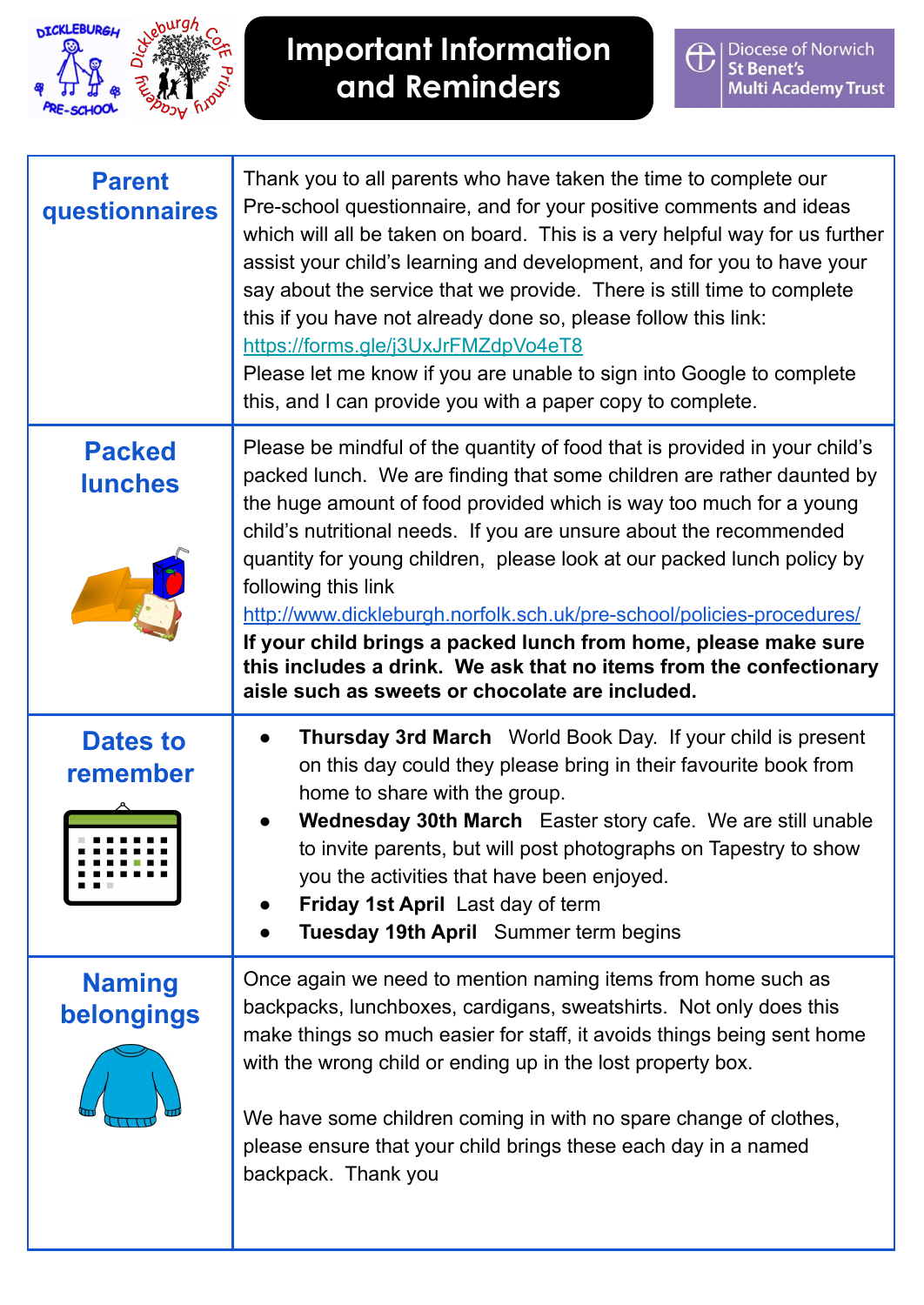# Important Information and Reminders

Diocese of Norwich St Benet's Multi Academy Trust

| | |
|---|---|
| **Parent questionnaires** | Thank you to all parents who have taken the time to complete our Pre-school questionnaire, and for your positive comments and ideas which will all be taken on board. This is a very helpful way for us further assist your child's learning and development, and for you to have your say about the service that we provide. There is still time to complete this if you have not already done so, please follow this link: https://forms.gle/j3UxJrFMZdpVo4eT8 Please let me know if you are unable to sign into Google to complete this, and I can provide you with a paper copy to complete. |
| **Packed lunches** | Please be mindful of the quantity of food that is provided in your child's packed lunch. We are finding that some children are rather daunted by the huge amount of food provided which is way too much for a young child's nutritional needs. If you are unsure about the recommended quantity for young children, please look at our packed lunch policy by following this link http://www.dickleburgh.norfolk.sch.uk/pre-school/policies-procedures/ **If your child brings a packed lunch from home, please make sure this includes a drink. We ask that no items from the confectionary aisle such as sweets or chocolate are included.** |
| **Dates to remember** | • **Thursday 3rd March** World Book Day. If your child is present on this day could they please bring in their favourite book from home to share with the group.<br>• **Wednesday 30th March** Easter story cafe. We are still unable to invite parents, but will post photographs on Tapestry to show you the activities that have been enjoyed.<br>• **Friday 1st April** Last day of term<br>• **Tuesday 19th April** Summer term begins |
| **Naming belongings** | Once again we need to mention naming items from home such as backpacks, lunchboxes, cardigans, sweatshirts. Not only does this make things so much easier for staff, it avoids things being sent home with the wrong child or ending up in the lost property box.<br><br>We have some children coming in with no spare change of clothes, please ensure that your child brings these each day in a named backpack. Thank you |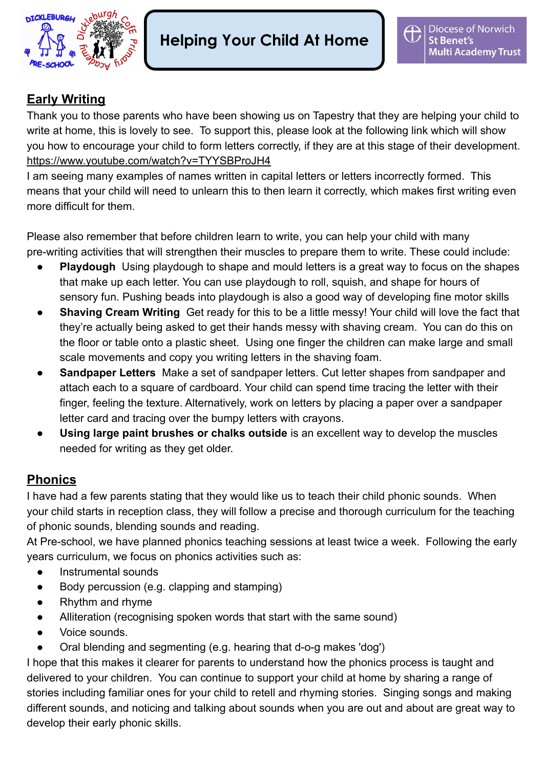# Helping Your Child At Home

## Early Writing

Thank you to those parents who have been showing us on Tapestry that they are helping your child to write at home, this is lovely to see. To support this, please look at the following link which will show you how to encourage your child to form letters correctly, if they are at this stage of their development. https://www.youtube.com/watch?v=TYYSBProJH4

I am seeing many examples of names written in capital letters or letters incorrectly formed. This means that your child will need to unlearn this to then learn it correctly, which makes first writing even more difficult for them.

Please also remember that before children learn to write, you can help your child with many pre-writing activities that will strengthen their muscles to prepare them to write. These could include:

- **Playdough** Using playdough to shape and mould letters is a great way to focus on the shapes that make up each letter. You can use playdough to roll, squish, and shape for hours of sensory fun. Pushing beads into playdough is also a good way of developing fine motor skills
- **Shaving Cream Writing** Get ready for this to be a little messy! Your child will love the fact that they're actually being asked to get their hands messy with shaving cream. You can do this on the floor or table onto a plastic sheet. Using one finger the children can make large and small scale movements and copy you writing letters in the shaving foam.
- **Sandpaper Letters** Make a set of sandpaper letters. Cut letter shapes from sandpaper and attach each to a square of cardboard. Your child can spend time tracing the letter with their finger, feeling the texture. Alternatively, work on letters by placing a paper over a sandpaper letter card and tracing over the bumpy letters with crayons.
- **Using large paint brushes or chalks outside** is an excellent way to develop the muscles needed for writing as they get older.

## Phonics

I have had a few parents stating that they would like us to teach their child phonic sounds. When your child starts in reception class, they will follow a precise and thorough curriculum for the teaching of phonic sounds, blending sounds and reading.

At Pre-school, we have planned phonics teaching sessions at least twice a week. Following the early years curriculum, we focus on phonics activities such as:

- Instrumental sounds
- Body percussion (e.g. clapping and stamping)
- Rhythm and rhyme
- Alliteration (recognising spoken words that start with the same sound)
- Voice sounds.
- Oral blending and segmenting (e.g. hearing that d-o-g makes 'dog')

I hope that this makes it clearer for parents to understand how the phonics process is taught and delivered to your children. You can continue to support your child at home by sharing a range of stories including familiar ones for your child to retell and rhyming stories. Singing songs and making different sounds, and noticing and talking about sounds when you are out and about are great way to develop their early phonic skills.